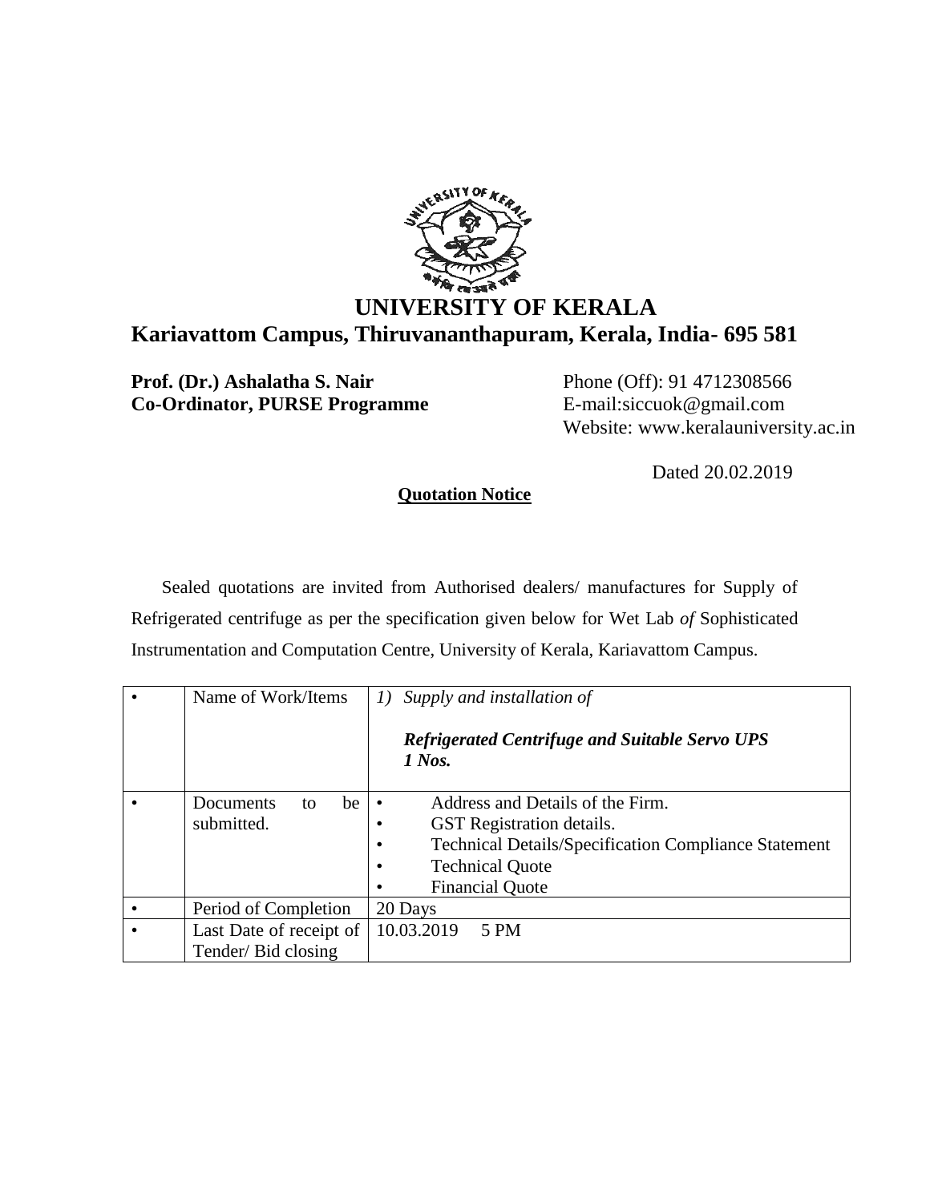# UNIVERSITY OF KERALA

## Kariavattom Campus, Thiruvananthapuram, Kerala, India- 695 581

**Prof. (Dr.) Ashalatha S. Nair**
**Co-Ordinator, PURSE Programme**

Phone (Off): 91 4712308566
E-mail:siccuok@gmail.com
Website: www.keralauniversity.ac.in

Dated 20.02.2019

**Quotation Notice**

Sealed quotations are invited from Authorised dealers/ manufactures for Supply of Refrigerated centrifuge as per the specification given below for Wet Lab *of* Sophisticated Instrumentation and Computation Centre, University of Kerala, Kariavattom Campus.

| | | |
|---|---|---|
| • | Name of Work/Items | *1) Supply and installation of*<br><br>***Refrigerated Centrifuge and Suitable Servo UPS 1 Nos.*** |
| • | Documents to be submitted. | • Address and Details of the Firm.<br>• GST Registration details.<br>• Technical Details/Specification Compliance Statement<br>• Technical Quote<br>• Financial Quote |
| • | Period of Completion | 20 Days |
| • | Last Date of receipt of Tender/ Bid closing | 10.03.2019 5 PM |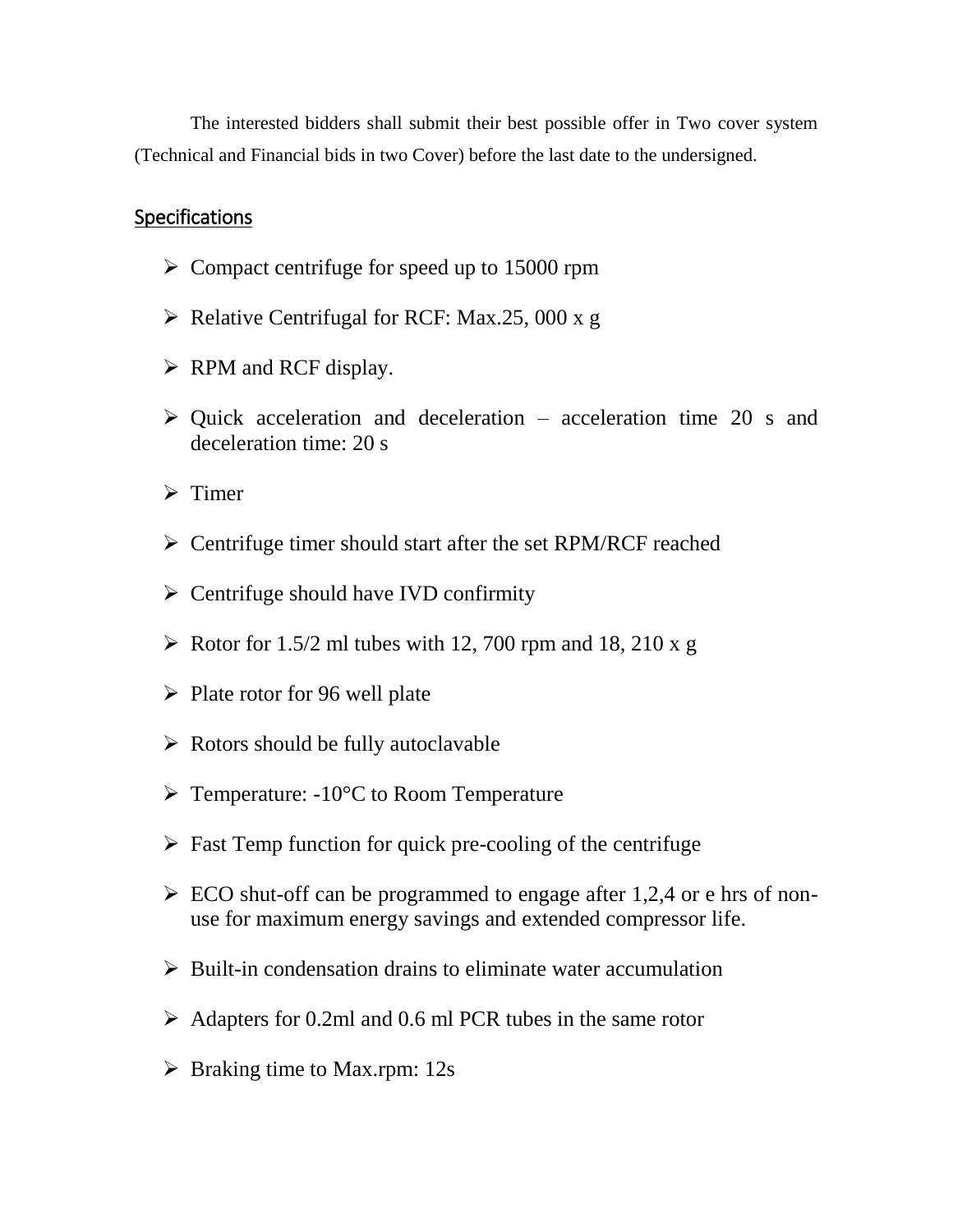The interested bidders shall submit their best possible offer in Two cover system (Technical and Financial bids in two Cover) before the last date to the undersigned.

## Specifications

- Compact centrifuge for speed up to 15000 rpm
- Relative Centrifugal for RCF: Max.25, 000 x g
- RPM and RCF display.
- Quick acceleration and deceleration – acceleration time 20 s and deceleration time: 20 s
- Timer
- Centrifuge timer should start after the set RPM/RCF reached
- Centrifuge should have IVD confirmity
- Rotor for 1.5/2 ml tubes with 12, 700 rpm and 18, 210 x g
- Plate rotor for 96 well plate
- Rotors should be fully autoclavable
- Temperature: -10°C to Room Temperature
- Fast Temp function for quick pre-cooling of the centrifuge
- ECO shut-off can be programmed to engage after 1,2,4 or e hrs of non-use for maximum energy savings and extended compressor life.
- Built-in condensation drains to eliminate water accumulation
- Adapters for 0.2ml and 0.6 ml PCR tubes in the same rotor
- Braking time to Max.rpm: 12s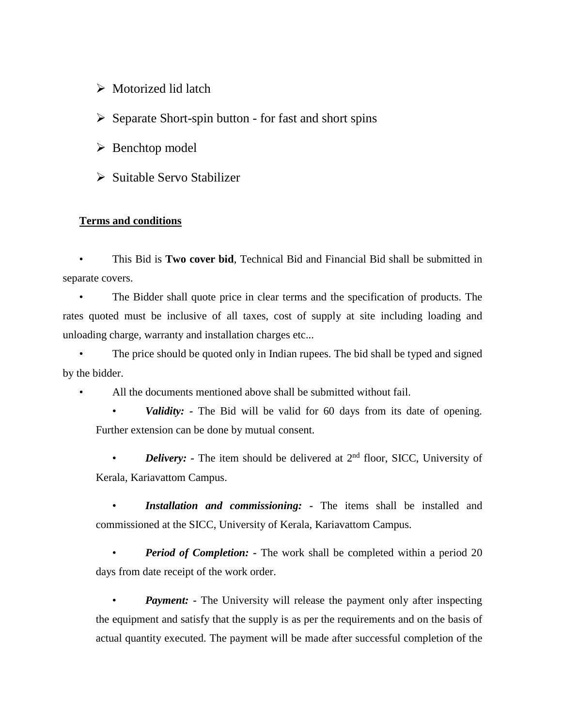- Motorized lid latch
- Separate Short-spin button - for fast and short spins
- Benchtop model
- Suitable Servo Stabilizer

**Terms and conditions**

- This Bid is **Two cover bid**, Technical Bid and Financial Bid shall be submitted in separate covers.
- The Bidder shall quote price in clear terms and the specification of products. The rates quoted must be inclusive of all taxes, cost of supply at site including loading and unloading charge, warranty and installation charges etc...
- The price should be quoted only in Indian rupees. The bid shall be typed and signed by the bidder.
- All the documents mentioned above shall be submitted without fail.
    - ***Validity: -*** The Bid will be valid for 60 days from its date of opening. Further extension can be done by mutual consent.
    - ***Delivery: -*** The item should be delivered at 2nd floor, SICC, University of Kerala, Kariavattom Campus.
    - ***Installation and commissioning: -*** The items shall be installed and commissioned at the SICC, University of Kerala, Kariavattom Campus.
    - ***Period of Completion: -*** The work shall be completed within a period 20 days from date receipt of the work order.
    - ***Payment: -*** The University will release the payment only after inspecting the equipment and satisfy that the supply is as per the requirements and on the basis of actual quantity executed. The payment will be made after successful completion of the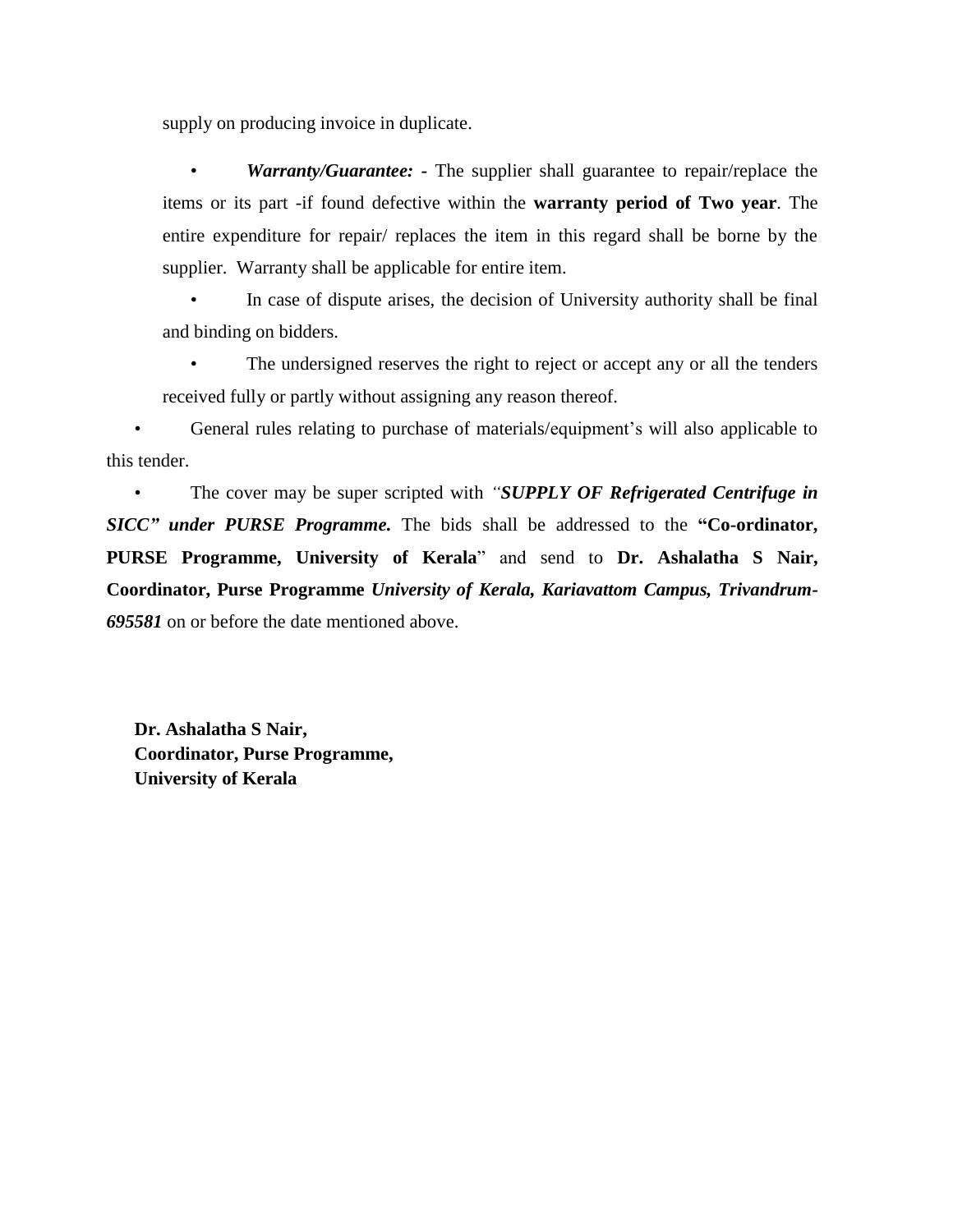supply on producing invoice in duplicate.

- ***Warranty/Guarantee: -*** The supplier shall guarantee to repair/replace the items or its part -if found defective within the **warranty period of Two year**. The entire expenditure for repair/ replaces the item in this regard shall be borne by the supplier. Warranty shall be applicable for entire item.
- In case of dispute arises, the decision of University authority shall be final and binding on bidders.
- The undersigned reserves the right to reject or accept any or all the tenders received fully or partly without assigning any reason thereof.
- General rules relating to purchase of materials/equipment's will also applicable to this tender.
- The cover may be super scripted with *"**SUPPLY OF Refrigerated Centrifuge in SICC" under PURSE Programme.*** The bids shall be addressed to the **"Co-ordinator, PURSE Programme, University of Kerala**" and send to **Dr. Ashalatha S Nair, Coordinator, Purse Programme *University of Kerala, Kariavattom Campus, Trivandrum-695581*** on or before the date mentioned above.

**Dr. Ashalatha S Nair,**
**Coordinator, Purse Programme,**
**University of Kerala**